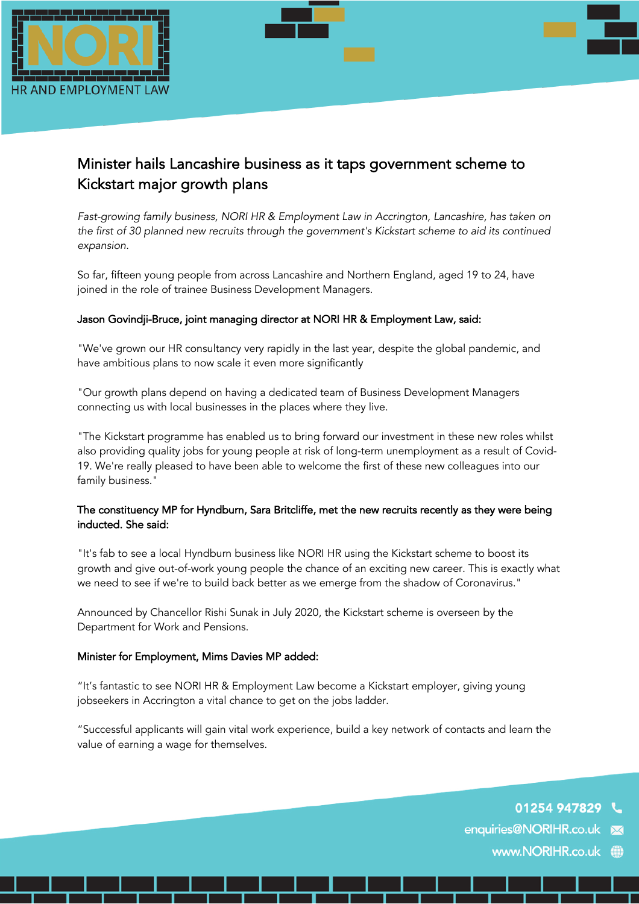# Minister hails Lancashire business as it taps government scheme to Kickstart major growth plans

*Fast-growing family business, NORI HR & Employment Law in Accrington, Lancashire, has taken on the first of 30 planned new recruits through the government's Kickstart scheme to aid its continued expansion.*

So far, fifteen young people from across Lancashire and Northern England, aged 19 to 24, have joined in the role of trainee Business Development Managers.

Jason Govindji-Bruce, joint managing director at NORI HR & Employment Law, said:

"We've grown our HR consultancy very rapidly in the last year, despite the global pandemic, and have ambitious plans to now scale it even more significantly

"Our growth plans depend on having a dedicated team of Business Development Managers connecting us with local businesses in the places where they live.

"The Kickstart programme has enabled us to bring forward our investment in these new roles whilst also providing quality jobs for young people at risk of long-term unemployment as a result of Covid-19. We're really pleased to have been able to welcome the first of these new colleagues into our family business."

The constituency MP for Hyndburn, Sara Britcliffe, met the new recruits recently as they were being inducted. She said:

"It's fab to see a local Hyndburn business like NORI HR using the Kickstart scheme to boost its growth and give out-of-work young people the chance of an exciting new career. This is exactly what we need to see if we're to build back better as we emerge from the shadow of Coronavirus."

Announced by Chancellor Rishi Sunak in July 2020, the Kickstart scheme is overseen by the Department for Work and Pensions.

Minister for Employment, Mims Davies MP added:

"It's fantastic to see NORI HR & Employment Law become a Kickstart employer, giving young jobseekers in Accrington a vital chance to get on the jobs ladder.

"Successful applicants will gain vital work experience, build a key network of contacts and learn the value of earning a wage for themselves.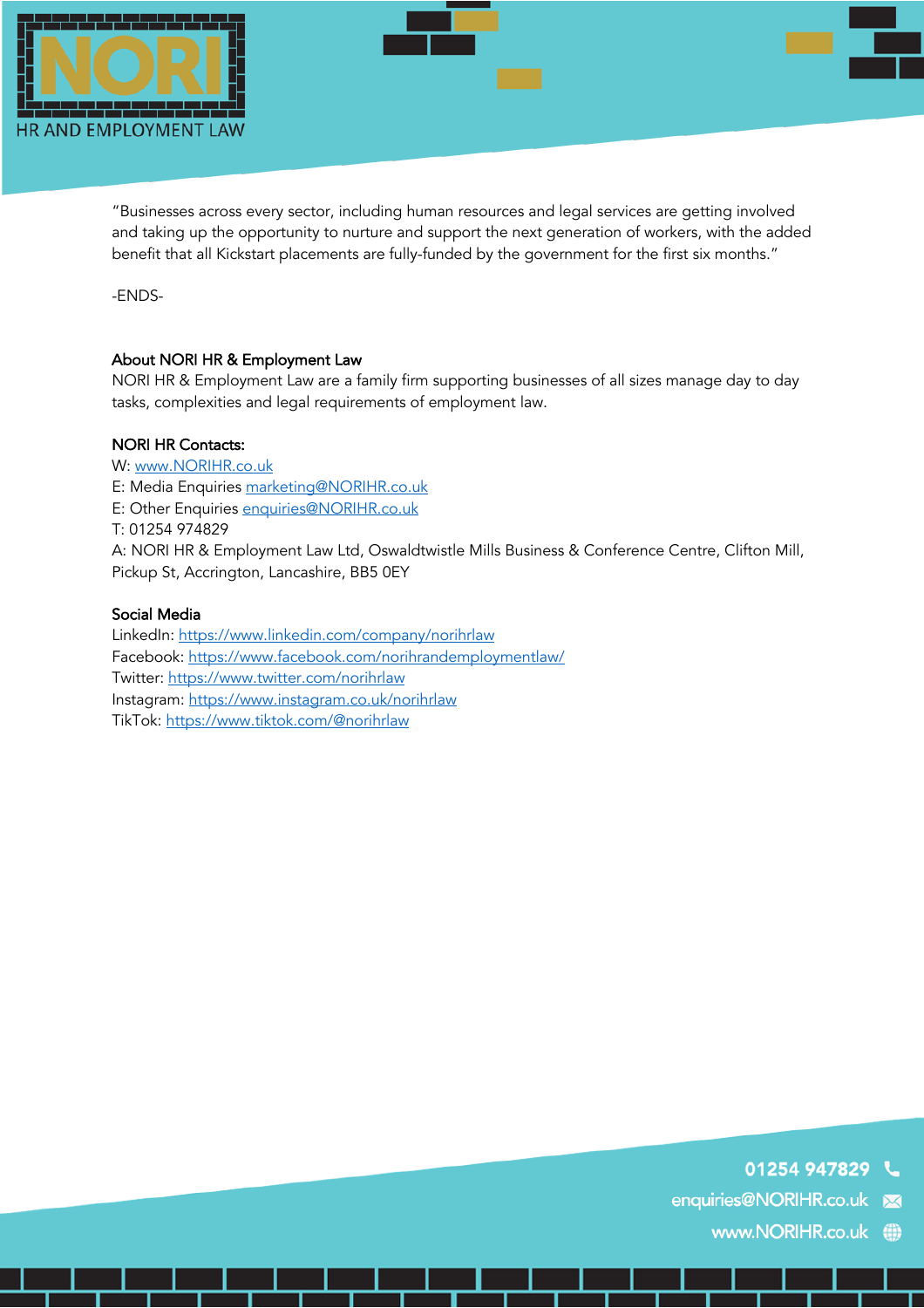"Businesses across every sector, including human resources and legal services are getting involved and taking up the opportunity to nurture and support the next generation of workers, with the added benefit that all Kickstart placements are fully-funded by the government for the first six months."

-ENDS-

**About NORI HR & Employment Law**

NORI HR & Employment Law are a family firm supporting businesses of all sizes manage day to day tasks, complexities and legal requirements of employment law.

**NORI HR Contacts:**

W: www.NORIHR.co.uk
E: Media Enquiries marketing@NORIHR.co.uk
E: Other Enquiries enquiries@NORIHR.co.uk
T: 01254 974829
A: NORI HR & Employment Law Ltd, Oswaldtwistle Mills Business & Conference Centre, Clifton Mill, Pickup St, Accrington, Lancashire, BB5 0EY

**Social Media**

LinkedIn: https://www.linkedin.com/company/norihrlaw
Facebook: https://www.facebook.com/norihrandemploymentlaw/
Twitter: https://www.twitter.com/norihrlaw
Instagram: https://www.instagram.co.uk/norihrlaw
TikTok: https://www.tiktok.com/@norihrlaw